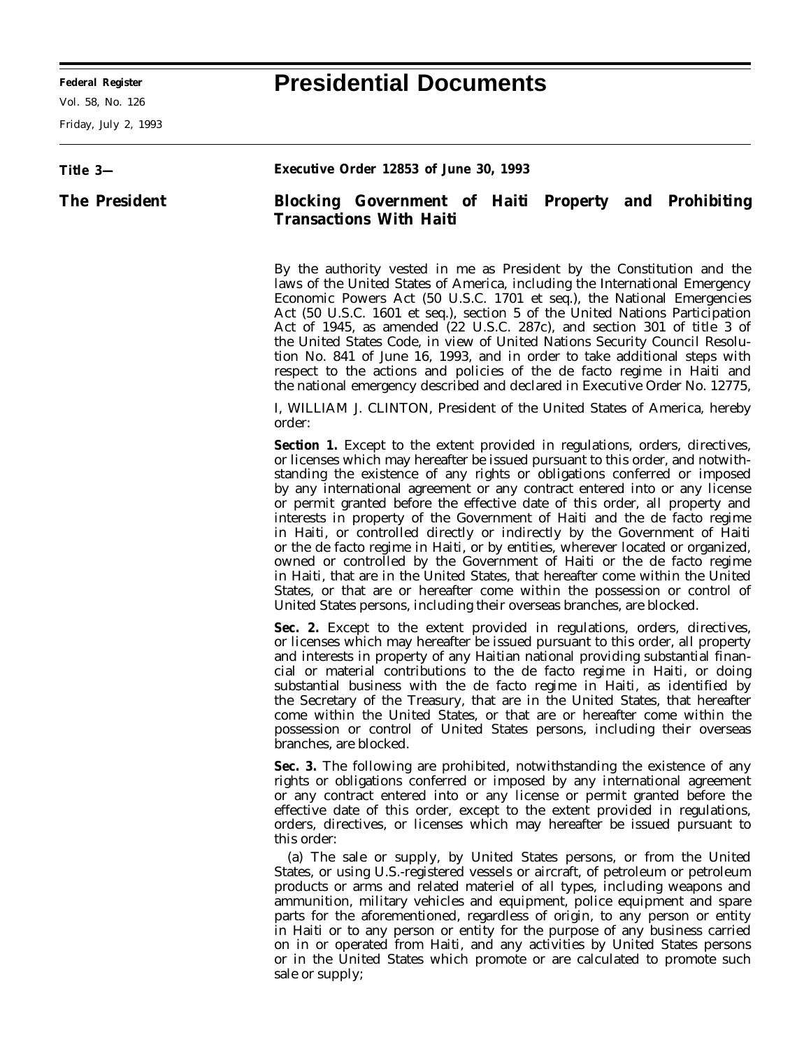# Presidential Documents

**Title 3—**

**The President**

**Executive Order 12853 of June 30, 1993**

## Blocking Government of Haiti Property and Prohibiting Transactions With Haiti

By the authority vested in me as President by the Constitution and the laws of the United States of America, including the International Emergency Economic Powers Act (50 U.S.C. 1701 et seq.), the National Emergencies Act (50 U.S.C. 1601 et seq.), section 5 of the United Nations Participation Act of 1945, as amended (22 U.S.C. 287c), and section 301 of title 3 of the United States Code, in view of United Nations Security Council Resolution No. 841 of June 16, 1993, and in order to take additional steps with respect to the actions and policies of the de facto regime in Haiti and the national emergency described and declared in Executive Order No. 12775,

I, WILLIAM J. CLINTON, President of the United States of America, hereby order:

**Section 1.** Except to the extent provided in regulations, orders, directives, or licenses which may hereafter be issued pursuant to this order, and notwithstanding the existence of any rights or obligations conferred or imposed by any international agreement or any contract entered into or any license or permit granted before the effective date of this order, all property and interests in property of the Government of Haiti and the de facto regime in Haiti, or controlled directly or indirectly by the Government of Haiti or the de facto regime in Haiti, or by entities, wherever located or organized, owned or controlled by the Government of Haiti or the de facto regime in Haiti, that are in the United States, that hereafter come within the United States, or that are or hereafter come within the possession or control of United States persons, including their overseas branches, are blocked.

**Sec. 2.** Except to the extent provided in regulations, orders, directives, or licenses which may hereafter be issued pursuant to this order, all property and interests in property of any Haitian national providing substantial financial or material contributions to the de facto regime in Haiti, or doing substantial business with the de facto regime in Haiti, as identified by the Secretary of the Treasury, that are in the United States, that hereafter come within the United States, or that are or hereafter come within the possession or control of United States persons, including their overseas branches, are blocked.

**Sec. 3.** The following are prohibited, notwithstanding the existence of any rights or obligations conferred or imposed by any international agreement or any contract entered into or any license or permit granted before the effective date of this order, except to the extent provided in regulations, orders, directives, or licenses which may hereafter be issued pursuant to this order:

(a) The sale or supply, by United States persons, or from the United States, or using U.S.-registered vessels or aircraft, of petroleum or petroleum products or arms and related materiel of all types, including weapons and ammunition, military vehicles and equipment, police equipment and spare parts for the aforementioned, regardless of origin, to any person or entity in Haiti or to any person or entity for the purpose of any business carried on in or operated from Haiti, and any activities by United States persons or in the United States which promote or are calculated to promote such sale or supply;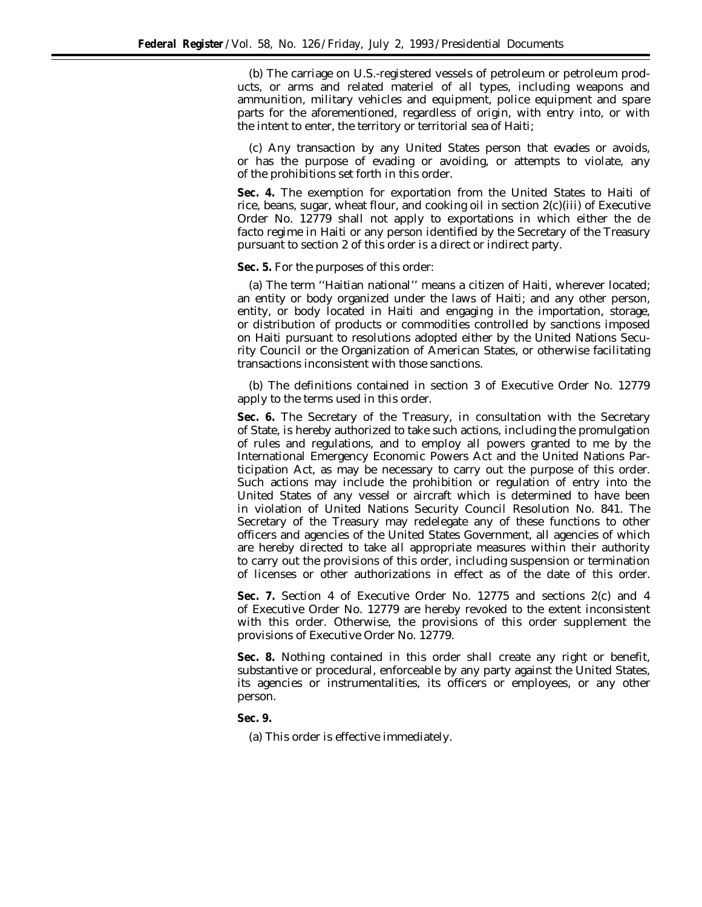(b) The carriage on U.S.-registered vessels of petroleum or petroleum products, or arms and related materiel of all types, including weapons and ammunition, military vehicles and equipment, police equipment and spare parts for the aforementioned, regardless of origin, with entry into, or with the intent to enter, the territory or territorial sea of Haiti;

(c) Any transaction by any United States person that evades or avoids, or has the purpose of evading or avoiding, or attempts to violate, any of the prohibitions set forth in this order.

**Sec. 4.** The exemption for exportation from the United States to Haiti of rice, beans, sugar, wheat flour, and cooking oil in section 2(c)(iii) of Executive Order No. 12779 shall not apply to exportations in which either the de facto regime in Haiti or any person identified by the Secretary of the Treasury pursuant to section 2 of this order is a direct or indirect party.

**Sec. 5.** For the purposes of this order:

(a) The term ''Haitian national'' means a citizen of Haiti, wherever located; an entity or body organized under the laws of Haiti; and any other person, entity, or body located in Haiti and engaging in the importation, storage, or distribution of products or commodities controlled by sanctions imposed on Haiti pursuant to resolutions adopted either by the United Nations Security Council or the Organization of American States, or otherwise facilitating transactions inconsistent with those sanctions.

(b) The definitions contained in section 3 of Executive Order No. 12779 apply to the terms used in this order.

**Sec. 6.** The Secretary of the Treasury, in consultation with the Secretary of State, is hereby authorized to take such actions, including the promulgation of rules and regulations, and to employ all powers granted to me by the International Emergency Economic Powers Act and the United Nations Participation Act, as may be necessary to carry out the purpose of this order. Such actions may include the prohibition or regulation of entry into the United States of any vessel or aircraft which is determined to have been in violation of United Nations Security Council Resolution No. 841. The Secretary of the Treasury may redelegate any of these functions to other officers and agencies of the United States Government, all agencies of which are hereby directed to take all appropriate measures within their authority to carry out the provisions of this order, including suspension or termination of licenses or other authorizations in effect as of the date of this order.

**Sec. 7.** Section 4 of Executive Order No. 12775 and sections 2(c) and 4 of Executive Order No. 12779 are hereby revoked to the extent inconsistent with this order. Otherwise, the provisions of this order supplement the provisions of Executive Order No. 12779.

**Sec. 8.** Nothing contained in this order shall create any right or benefit, substantive or procedural, enforceable by any party against the United States, its agencies or instrumentalities, its officers or employees, or any other person.

**Sec. 9.**

(a) This order is effective immediately.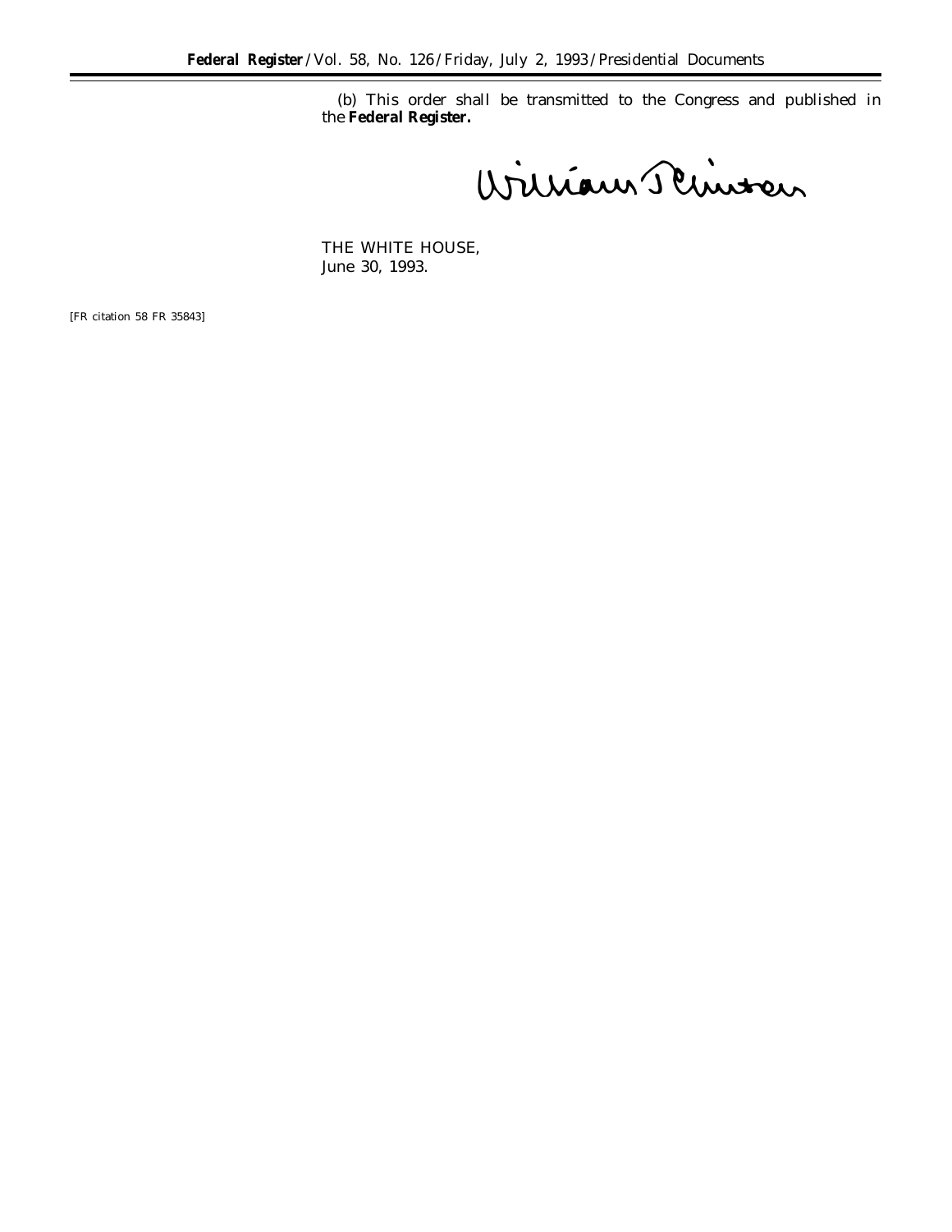(b) This order shall be transmitted to the Congress and published in the **Federal Register.**

William J. Clinton

THE WHITE HOUSE,
June 30, 1993.

[FR citation 58 FR 35843]